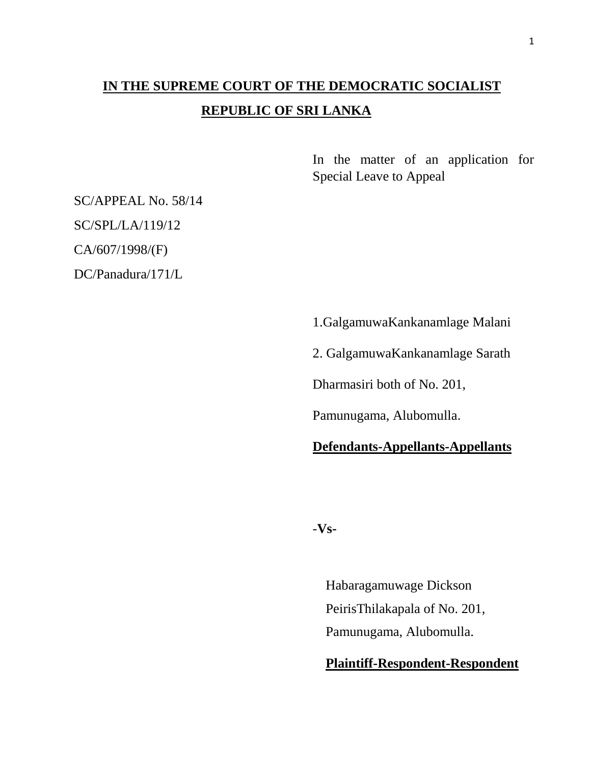**IN THE SUPREME COURT OF THE DEMOCRATIC SOCIALIST REPUBLIC OF SRI LANKA**

In the matter of an application for Special Leave to Appeal

SC/APPEAL No. 58/14

SC/SPL/LA/119/12

CA/607/1998/(F)

DC/Panadura/171/L

1.GalgamuwaKankanamlage Malani

2. GalgamuwaKankanamlage Sarath Dharmasiri both of No. 201, Pamunugama, Alubomulla.

**Defendants-Appellants-Appellants**

-**Vs-**

Habaragamuwage Dickson PeirisThilakapala of No. 201, Pamunugama, Alubomulla.

**Plaintiff-Respondent-Respondent**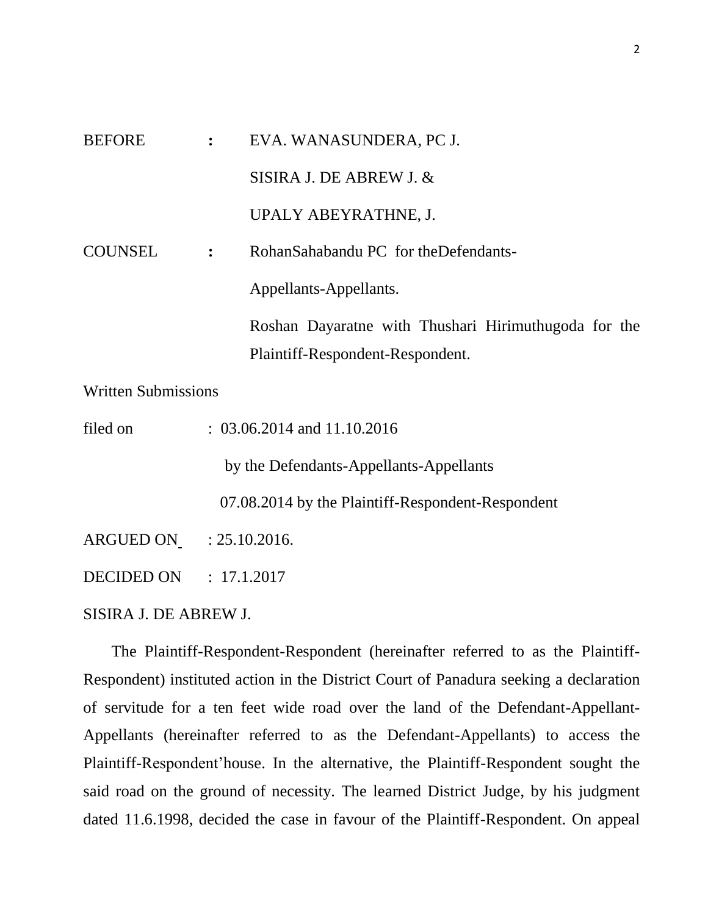BEFORE : EVA. WANASUNDERA, PC J.

SISIRA J. DE ABREW J. &

UPALY ABEYRATHNE, J.

COUNSEL : RohanSahabandu PC for theDefendants-Appellants-Appellants.

Roshan Dayaratne with Thushari Hirimuthugoda for the Plaintiff-Respondent-Respondent.

Written Submissions

filed on : 03.06.2014 and 11.10.2016

by the Defendants-Appellants-Appellants

07.08.2014 by the Plaintiff-Respondent-Respondent

ARGUED ON : 25.10.2016.

DECIDED ON : 17.1.2017

SISIRA J. DE ABREW J.

The Plaintiff-Respondent-Respondent (hereinafter referred to as the Plaintiff-Respondent) instituted action in the District Court of Panadura seeking a declaration of servitude for a ten feet wide road over the land of the Defendant-Appellant-Appellants (hereinafter referred to as the Defendant-Appellants) to access the Plaintiff-Respondent'house. In the alternative, the Plaintiff-Respondent sought the said road on the ground of necessity. The learned District Judge, by his judgment dated 11.6.1998, decided the case in favour of the Plaintiff-Respondent. On appeal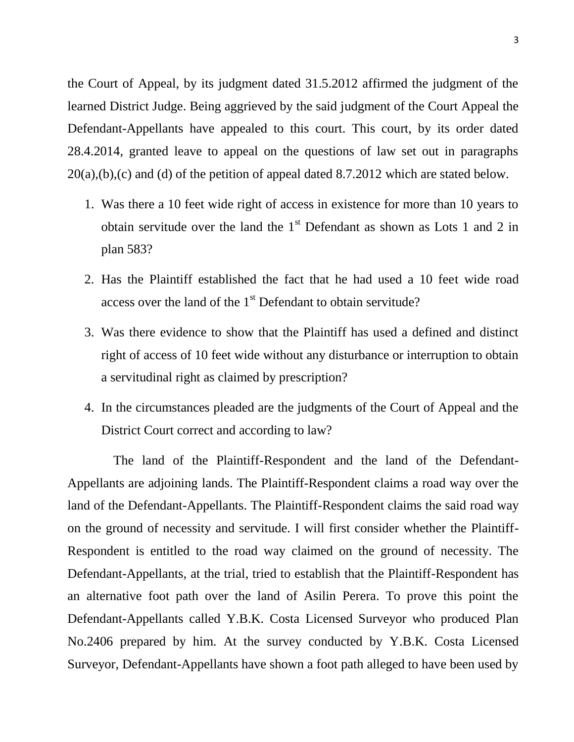the Court of Appeal, by its judgment dated 31.5.2012 affirmed the judgment of the learned District Judge. Being aggrieved by the said judgment of the Court Appeal the Defendant-Appellants have appealed to this court. This court, by its order dated 28.4.2014, granted leave to appeal on the questions of law set out in paragraphs 20(a),(b),(c) and (d) of the petition of appeal dated 8.7.2012 which are stated below.

1. Was there a 10 feet wide right of access in existence for more than 10 years to obtain servitude over the land the 1st Defendant as shown as Lots 1 and 2 in plan 583?
2. Has the Plaintiff established the fact that he had used a 10 feet wide road access over the land of the 1st Defendant to obtain servitude?
3. Was there evidence to show that the Plaintiff has used a defined and distinct right of access of 10 feet wide without any disturbance or interruption to obtain a servitudinal right as claimed by prescription?
4. In the circumstances pleaded are the judgments of the Court of Appeal and the District Court correct and according to law?

The land of the Plaintiff-Respondent and the land of the Defendant-Appellants are adjoining lands. The Plaintiff-Respondent claims a road way over the land of the Defendant-Appellants. The Plaintiff-Respondent claims the said road way on the ground of necessity and servitude. I will first consider whether the Plaintiff-Respondent is entitled to the road way claimed on the ground of necessity. The Defendant-Appellants, at the trial, tried to establish that the Plaintiff-Respondent has an alternative foot path over the land of Asilin Perera. To prove this point the Defendant-Appellants called Y.B.K. Costa Licensed Surveyor who produced Plan No.2406 prepared by him. At the survey conducted by Y.B.K. Costa Licensed Surveyor, Defendant-Appellants have shown a foot path alleged to have been used by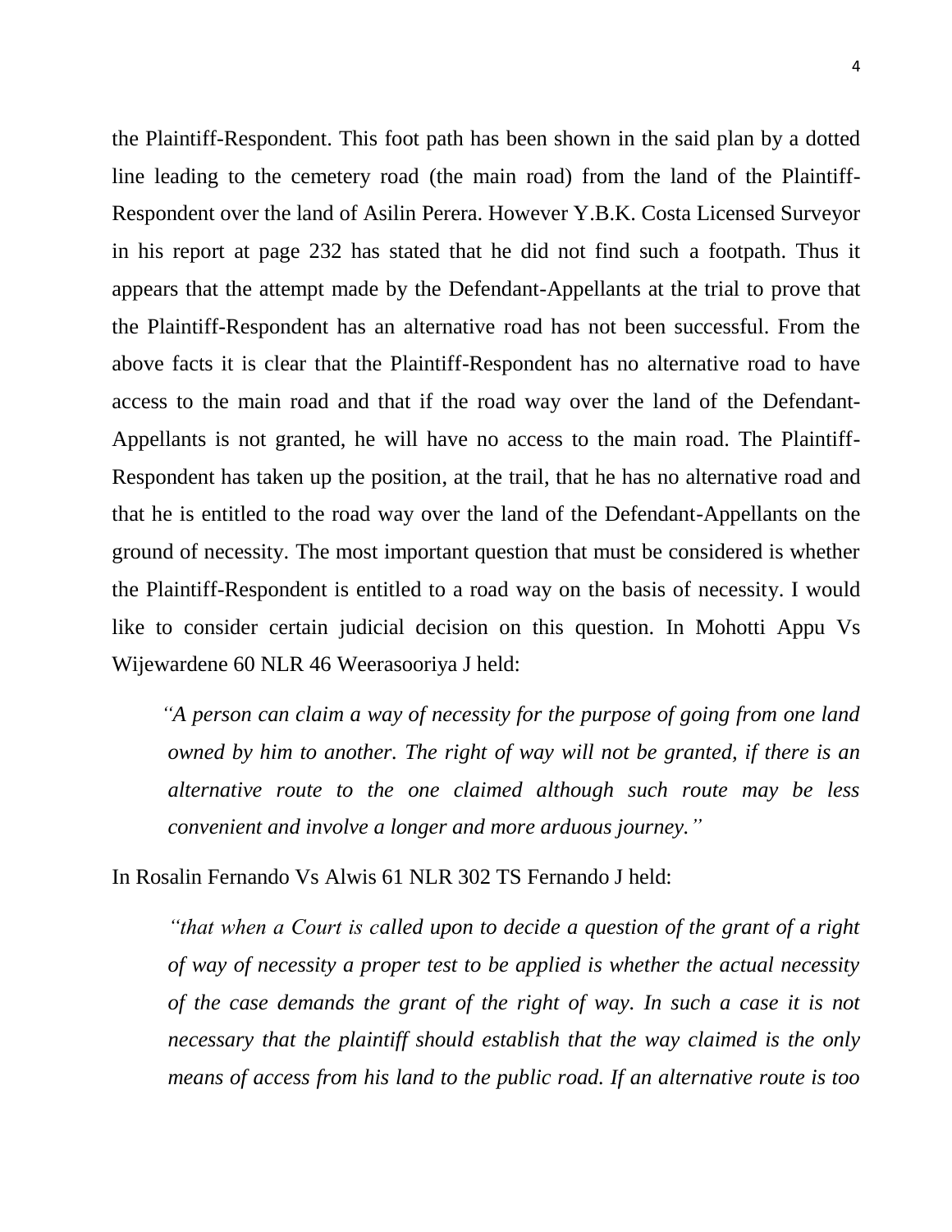the Plaintiff-Respondent. This foot path has been shown in the said plan by a dotted line leading to the cemetery road (the main road) from the land of the Plaintiff-Respondent over the land of Asilin Perera. However Y.B.K. Costa Licensed Surveyor in his report at page 232 has stated that he did not find such a footpath. Thus it appears that the attempt made by the Defendant-Appellants at the trial to prove that the Plaintiff-Respondent has an alternative road has not been successful. From the above facts it is clear that the Plaintiff-Respondent has no alternative road to have access to the main road and that if the road way over the land of the Defendant-Appellants is not granted, he will have no access to the main road. The Plaintiff-Respondent has taken up the position, at the trail, that he has no alternative road and that he is entitled to the road way over the land of the Defendant-Appellants on the ground of necessity. The most important question that must be considered is whether the Plaintiff-Respondent is entitled to a road way on the basis of necessity. I would like to consider certain judicial decision on this question. In Mohotti Appu Vs Wijewardene 60 NLR 46 Weerasooriya J held:

> *"A person can claim a way of necessity for the purpose of going from one land owned by him to another. The right of way will not be granted, if there is an alternative route to the one claimed although such route may be less convenient and involve a longer and more arduous journey."*

In Rosalin Fernando Vs Alwis 61 NLR 302 TS Fernando J held:

> *"that when a Court is called upon to decide a question of the grant of a right of way of necessity a proper test to be applied is whether the actual necessity of the case demands the grant of the right of way. In such a case it is not necessary that the plaintiff should establish that the way claimed is the only means of access from his land to the public road. If an alternative route is too*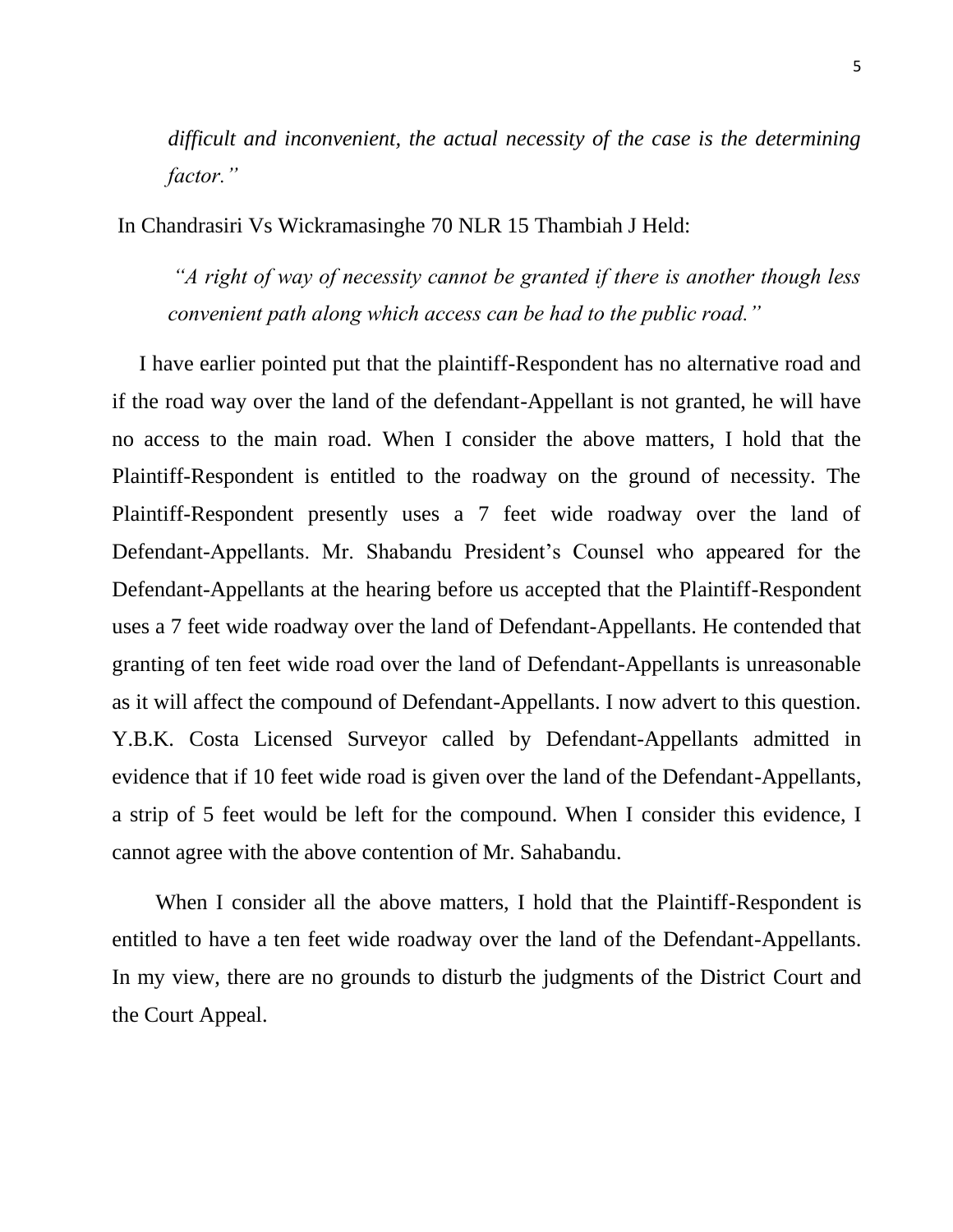*difficult and inconvenient, the actual necessity of the case is the determining factor."*

In Chandrasiri Vs Wickramasinghe 70 NLR 15 Thambiah J Held:

> *"A right of way of necessity cannot be granted if there is another though less convenient path along which access can be had to the public road."*

I have earlier pointed put that the plaintiff-Respondent has no alternative road and if the road way over the land of the defendant-Appellant is not granted, he will have no access to the main road. When I consider the above matters, I hold that the Plaintiff-Respondent is entitled to the roadway on the ground of necessity. The Plaintiff-Respondent presently uses a 7 feet wide roadway over the land of Defendant-Appellants. Mr. Shabandu President's Counsel who appeared for the Defendant-Appellants at the hearing before us accepted that the Plaintiff-Respondent uses a 7 feet wide roadway over the land of Defendant-Appellants. He contended that granting of ten feet wide road over the land of Defendant-Appellants is unreasonable as it will affect the compound of Defendant-Appellants. I now advert to this question. Y.B.K. Costa Licensed Surveyor called by Defendant-Appellants admitted in evidence that if 10 feet wide road is given over the land of the Defendant-Appellants, a strip of 5 feet would be left for the compound. When I consider this evidence, I cannot agree with the above contention of Mr. Sahabandu.

When I consider all the above matters, I hold that the Plaintiff-Respondent is entitled to have a ten feet wide roadway over the land of the Defendant-Appellants. In my view, there are no grounds to disturb the judgments of the District Court and the Court Appeal.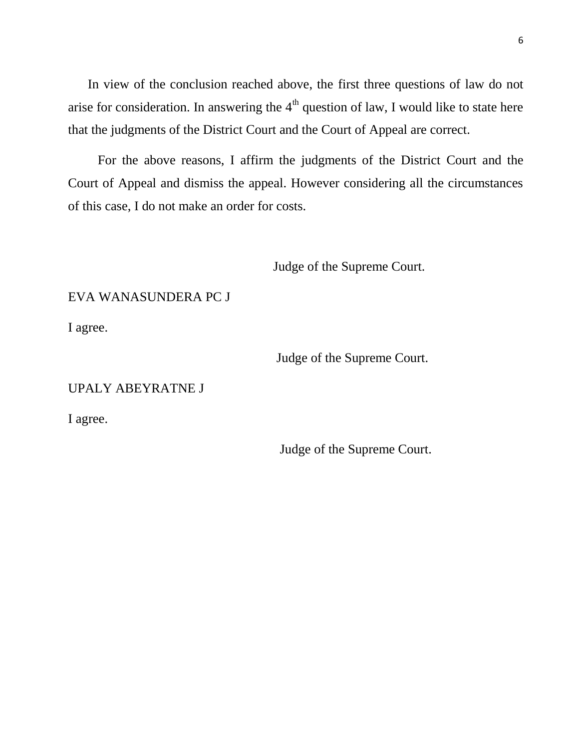In view of the conclusion reached above, the first three questions of law do not arise for consideration. In answering the 4th question of law, I would like to state here that the judgments of the District Court and the Court of Appeal are correct.

For the above reasons, I affirm the judgments of the District Court and the Court of Appeal and dismiss the appeal. However considering all the circumstances of this case, I do not make an order for costs.

Judge of the Supreme Court.

EVA WANASUNDERA PC J

I agree.

Judge of the Supreme Court.

UPALY ABEYRATNE J

I agree.

Judge of the Supreme Court.